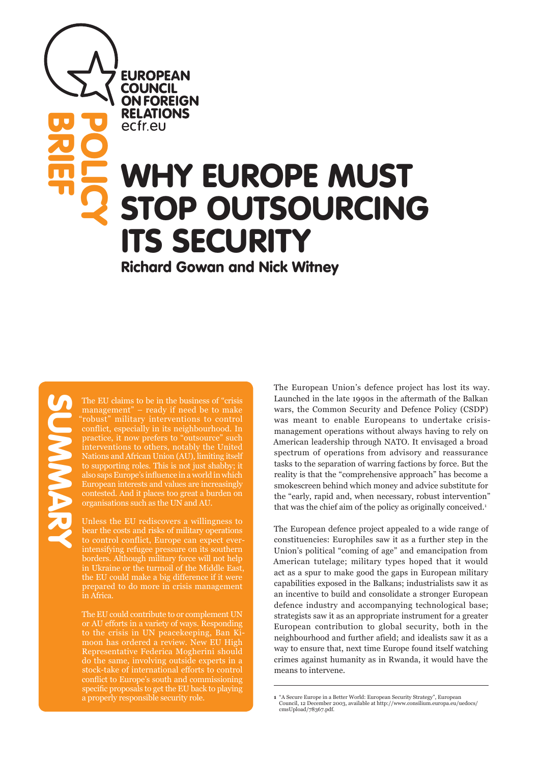EUROPEAN COUNCIL ON FOREIGN RELATIONS
ecfr.eu

POLICY BRIEF

# WHY EUROPE MUST STOP OUTSOURCING ITS SECURITY

**Richard Gowan and Nick Witney**

## SUMMARY

The EU claims to be in the business of "crisis management" – ready if need be to make "robust" military interventions to control conflict, especially in its neighbourhood. In practice, it now prefers to "outsource" such interventions to others, notably the United Nations and African Union (AU), limiting itself to supporting roles. This is not just shabby; it also saps Europe's influence in a world in which European interests and values are increasingly contested. And it places too great a burden on organisations such as the UN and AU.

Unless the EU rediscovers a willingness to bear the costs and risks of military operations to control conflict, Europe can expect ever-intensifying refugee pressure on its southern borders. Although military force will not help in Ukraine or the turmoil of the Middle East, the EU could make a big difference if it were prepared to do more in crisis management in Africa.

The EU could contribute to or complement UN or AU efforts in a variety of ways. Responding to the crisis in UN peacekeeping, Ban Ki-moon has ordered a review. New EU High Representative Federica Mogherini should do the same, involving outside experts in a stock-take of international efforts to control conflict to Europe's south and commissioning specific proposals to get the EU back to playing a properly responsible security role.

The European Union's defence project has lost its way. Launched in the late 1990s in the aftermath of the Balkan wars, the Common Security and Defence Policy (CSDP) was meant to enable Europeans to undertake crisis-management operations without always having to rely on American leadership through NATO. It envisaged a broad spectrum of operations from advisory and reassurance tasks to the separation of warring factions by force. But the reality is that the "comprehensive approach" has become a smokescreen behind which money and advice substitute for the "early, rapid and, when necessary, robust intervention" that was the chief aim of the policy as originally conceived.[1]

The European defence project appealed to a wide range of constituencies: Europhiles saw it as a further step in the Union's political "coming of age" and emancipation from American tutelage; military types hoped that it would act as a spur to make good the gaps in European military capabilities exposed in the Balkans; industrialists saw it as an incentive to build and consolidate a stronger European defence industry and accompanying technological base; strategists saw it as an appropriate instrument for a greater European contribution to global security, both in the neighbourhood and further afield; and idealists saw it as a way to ensure that, next time Europe found itself watching crimes against humanity as in Rwanda, it would have the means to intervene.

1 "A Secure Europe in a Better World: European Security Strategy", European Council, 12 December 2003, available at http://www.consilium.europa.eu/uedocs/cmsUpload/78367.pdf.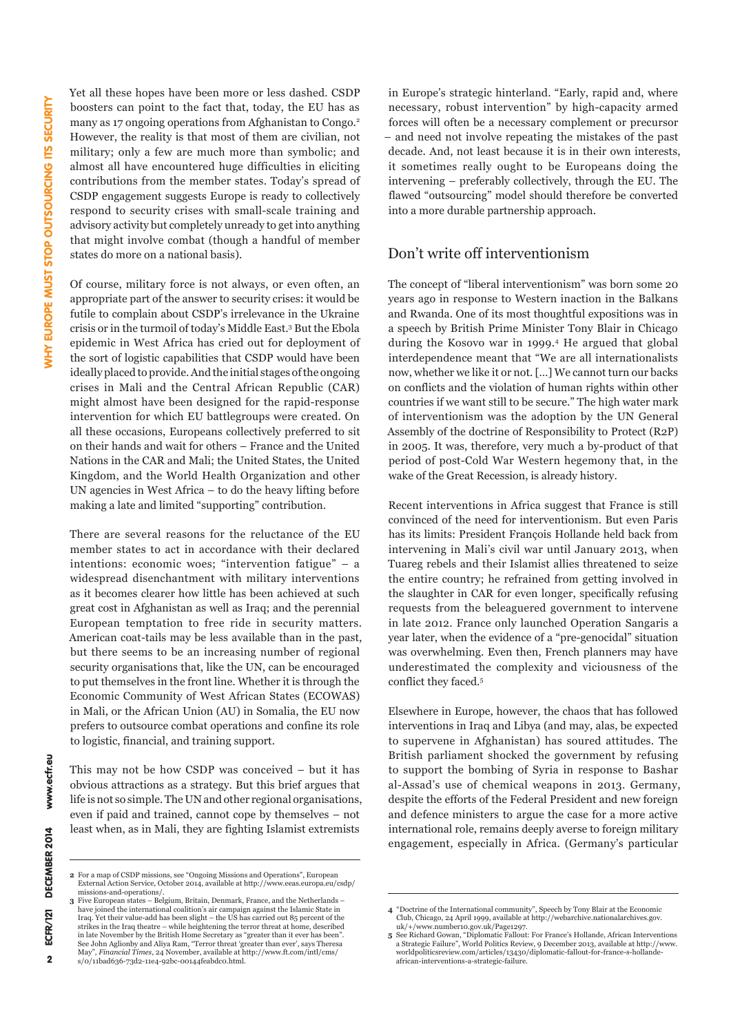Yet all these hopes have been more or less dashed. CSDP boosters can point to the fact that, today, the EU has as many as 17 ongoing operations from Afghanistan to Congo.[2] However, the reality is that most of them are civilian, not military; only a few are much more than symbolic; and almost all have encountered huge difficulties in eliciting contributions from the member states. Today's spread of CSDP engagement suggests Europe is ready to collectively respond to security crises with small-scale training and advisory activity but completely unready to get into anything that might involve combat (though a handful of member states do more on a national basis).

Of course, military force is not always, or even often, an appropriate part of the answer to security crises: it would be futile to complain about CSDP's irrelevance in the Ukraine crisis or in the turmoil of today's Middle East.[3] But the Ebola epidemic in West Africa has cried out for deployment of the sort of logistic capabilities that CSDP would have been ideally placed to provide. And the initial stages of the ongoing crises in Mali and the Central African Republic (CAR) might almost have been designed for the rapid-response intervention for which EU battlegroups were created. On all these occasions, Europeans collectively preferred to sit on their hands and wait for others – France and the United Nations in the CAR and Mali; the United States, the United Kingdom, and the World Health Organization and other UN agencies in West Africa – to do the heavy lifting before making a late and limited "supporting" contribution.

There are several reasons for the reluctance of the EU member states to act in accordance with their declared intentions: economic woes; "intervention fatigue" – a widespread disenchantment with military interventions as it becomes clearer how little has been achieved at such great cost in Afghanistan as well as Iraq; and the perennial European temptation to free ride in security matters. American coat-tails may be less available than in the past, but there seems to be an increasing number of regional security organisations that, like the UN, can be encouraged to put themselves in the front line. Whether it is through the Economic Community of West African States (ECOWAS) in Mali, or the African Union (AU) in Somalia, the EU now prefers to outsource combat operations and confine its role to logistic, financial, and training support.

This may not be how CSDP was conceived – but it has obvious attractions as a strategy. But this brief argues that life is not so simple. The UN and other regional organisations, even if paid and trained, cannot cope by themselves – not least when, as in Mali, they are fighting Islamist extremists in Europe's strategic hinterland. "Early, rapid and, where necessary, robust intervention" by high-capacity armed forces will often be a necessary complement or precursor – and need not involve repeating the mistakes of the past decade. And, not least because it is in their own interests, it sometimes really ought to be Europeans doing the intervening – preferably collectively, through the EU. The flawed "outsourcing" model should therefore be converted into a more durable partnership approach.

## Don't write off interventionism

The concept of "liberal interventionism" was born some 20 years ago in response to Western inaction in the Balkans and Rwanda. One of its most thoughtful expositions was in a speech by British Prime Minister Tony Blair in Chicago during the Kosovo war in 1999.[4] He argued that global interdependence meant that "We are all internationalists now, whether we like it or not. [...] We cannot turn our backs on conflicts and the violation of human rights within other countries if we want still to be secure." The high water mark of interventionism was the adoption by the UN General Assembly of the doctrine of Responsibility to Protect (R2P) in 2005. It was, therefore, very much a by-product of that period of post-Cold War Western hegemony that, in the wake of the Great Recession, is already history.

Recent interventions in Africa suggest that France is still convinced of the need for interventionism. But even Paris has its limits: President François Hollande held back from intervening in Mali's civil war until January 2013, when Tuareg rebels and their Islamist allies threatened to seize the entire country; he refrained from getting involved in the slaughter in CAR for even longer, specifically refusing requests from the beleaguered government to intervene in late 2012. France only launched Operation Sangaris a year later, when the evidence of a "pre-genocidal" situation was overwhelming. Even then, French planners may have underestimated the complexity and viciousness of the conflict they faced.[5]

Elsewhere in Europe, however, the chaos that has followed interventions in Iraq and Libya (and may, alas, be expected to supervene in Afghanistan) has soured attitudes. The British parliament shocked the government by refusing to support the bombing of Syria in response to Bashar al-Assad's use of chemical weapons in 2013. Germany, despite the efforts of the Federal President and new foreign and defence ministers to argue the case for a more active international role, remains deeply averse to foreign military engagement, especially in Africa. (Germany's particular

---

2 For a map of CSDP missions, see "Ongoing Missions and Operations", European External Action Service, October 2014, available at http://www.eeas.europa.eu/csdp/missions-and-operations/.

3 Five European states – Belgium, Britain, Denmark, France, and the Netherlands – have joined the international coalition's air campaign against the Islamic State in Iraq. Yet their value-add has been slight – the US has carried out 85 percent of the strikes in the Iraq theatre – while heightening the terror threat at home, described in late November by the British Home Secretary as "greater than it ever has been". See John Aglionby and Aliya Ram, "Terror threat 'greater than ever', says Theresa May", *Financial Times*, 24 November, available at http://www.ft.com/intl/cms/s/0/11bad636-73d2-11e4-92bc-00144feabdc0.html.

4 "Doctrine of the International community", Speech by Tony Blair at the Economic Club, Chicago, 24 April 1999, available at http://webarchive.nationalarchives.gov.uk/+/www.number10.gov.uk/Page1297.

5 See Richard Gowan, "Diplomatic Fallout: For France's Hollande, African Interventions a Strategic Failure", World Politics Review, 9 December 2013, available at http://www.worldpoliticsreview.com/articles/13430/diplomatic-fallout-for-france-s-hollande-african-interventions-a-strategic-failure.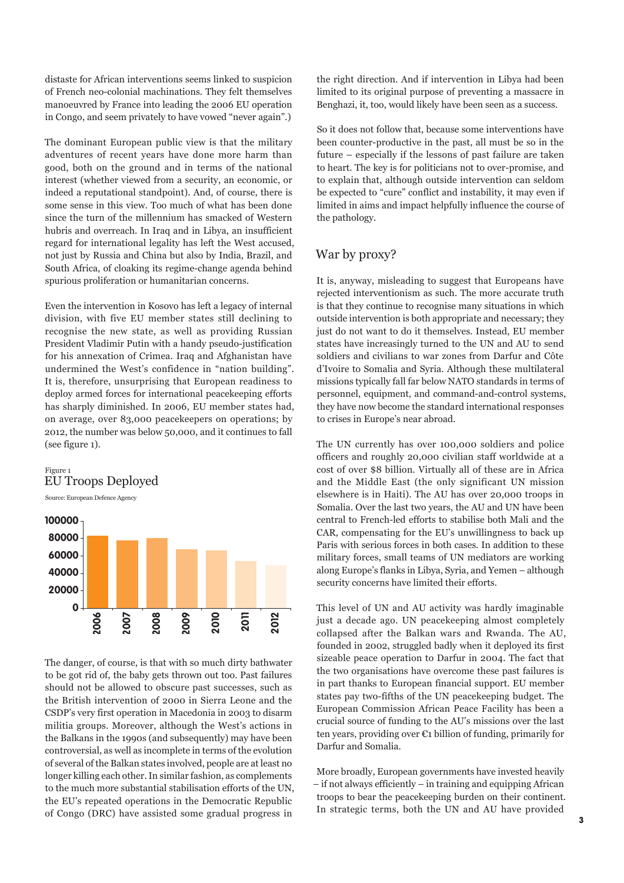distaste for African interventions seems linked to suspicion of French neo-colonial machinations. They felt themselves manoeuvred by France into leading the 2006 EU operation in Congo, and seem privately to have vowed "never again".)

The dominant European public view is that the military adventures of recent years have done more harm than good, both on the ground and in terms of the national interest (whether viewed from a security, an economic, or indeed a reputational standpoint). And, of course, there is some sense in this view. Too much of what has been done since the turn of the millennium has smacked of Western hubris and overreach. In Iraq and in Libya, an insufficient regard for international legality has left the West accused, not just by Russia and China but also by India, Brazil, and South Africa, of cloaking its regime-change agenda behind spurious proliferation or humanitarian concerns.

Even the intervention in Kosovo has left a legacy of internal division, with five EU member states still declining to recognise the new state, as well as providing Russian President Vladimir Putin with a handy pseudo-justification for his annexation of Crimea. Iraq and Afghanistan have undermined the West's confidence in "nation building". It is, therefore, unsurprising that European readiness to deploy armed forces for international peacekeeping efforts has sharply diminished. In 2006, EU member states had, on average, over 83,000 peacekeepers on operations; by 2012, the number was below 50,000, and it continues to fall (see figure 1).

Figure 1
EU Troops Deployed
Source: European Defence Agency

| Year | EU Troops Deployed (approx.) |
|---|---|
| 2006 | 83000 |
| 2007 | 78000 |
| 2008 | 80000 |
| 2009 | 68000 |
| 2010 | 66000 |
| 2011 | 54000 |
| 2012 | 49000 |

The danger, of course, is that with so much dirty bathwater to be got rid of, the baby gets thrown out too. Past failures should not be allowed to obscure past successes, such as the British intervention of 2000 in Sierra Leone and the CSDP's very first operation in Macedonia in 2003 to disarm militia groups. Moreover, although the West's actions in the Balkans in the 1990s (and subsequently) may have been controversial, as well as incomplete in terms of the evolution of several of the Balkan states involved, people are at least no longer killing each other. In similar fashion, as complements to the much more substantial stabilisation efforts of the UN, the EU's repeated operations in the Democratic Republic of Congo (DRC) have assisted some gradual progress in the right direction. And if intervention in Libya had been limited to its original purpose of preventing a massacre in Benghazi, it, too, would likely have been seen as a success.

So it does not follow that, because some interventions have been counter-productive in the past, all must be so in the future – especially if the lessons of past failure are taken to heart. The key is for politicians not to over-promise, and to explain that, although outside intervention can seldom be expected to "cure" conflict and instability, it may even if limited in aims and impact helpfully influence the course of the pathology.

## War by proxy?

It is, anyway, misleading to suggest that Europeans have rejected interventionism as such. The more accurate truth is that they continue to recognise many situations in which outside intervention is both appropriate and necessary; they just do not want to do it themselves. Instead, EU member states have increasingly turned to the UN and AU to send soldiers and civilians to war zones from Darfur and Côte d'Ivoire to Somalia and Syria. Although these multilateral missions typically fall far below NATO standards in terms of personnel, equipment, and command-and-control systems, they have now become the standard international responses to crises in Europe's near abroad.

The UN currently has over 100,000 soldiers and police officers and roughly 20,000 civilian staff worldwide at a cost of over $8 billion. Virtually all of these are in Africa and the Middle East (the only significant UN mission elsewhere is in Haiti). The AU has over 20,000 troops in Somalia. Over the last two years, the AU and UN have been central to French-led efforts to stabilise both Mali and the CAR, compensating for the EU's unwillingness to back up Paris with serious forces in both cases. In addition to these military forces, small teams of UN mediators are working along Europe's flanks in Libya, Syria, and Yemen – although security concerns have limited their efforts.

This level of UN and AU activity was hardly imaginable just a decade ago. UN peacekeeping almost completely collapsed after the Balkan wars and Rwanda. The AU, founded in 2002, struggled badly when it deployed its first sizeable peace operation to Darfur in 2004. The fact that the two organisations have overcome these past failures is in part thanks to European financial support. EU member states pay two-fifths of the UN peacekeeping budget. The European Commission African Peace Facility has been a crucial source of funding to the AU's missions over the last ten years, providing over €1 billion of funding, primarily for Darfur and Somalia.

More broadly, European governments have invested heavily – if not always efficiently – in training and equipping African troops to bear the peacekeeping burden on their continent. In strategic terms, both the UN and AU have provided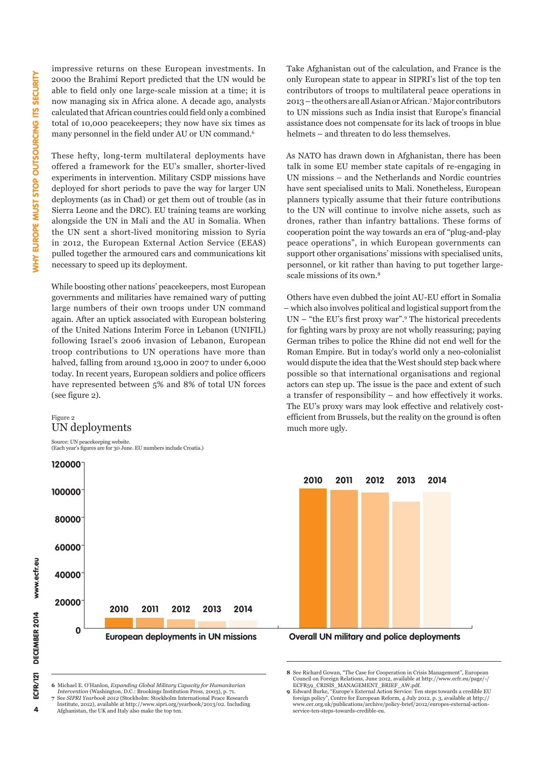impressive returns on these European investments. In 2000 the Brahimi Report predicted that the UN would be able to field only one large-scale mission at a time; it is now managing six in Africa alone. A decade ago, analysts calculated that African countries could field only a combined total of 10,000 peacekeepers; they now have six times as many personnel in the field under AU or UN command.[6]

These hefty, long-term multilateral deployments have offered a framework for the EU's smaller, shorter-lived experiments in intervention. Military CSDP missions have deployed for short periods to pave the way for larger UN deployments (as in Chad) or get them out of trouble (as in Sierra Leone and the DRC). EU training teams are working alongside the UN in Mali and the AU in Somalia. When the UN sent a short-lived monitoring mission to Syria in 2012, the European External Action Service (EEAS) pulled together the armoured cars and communications kit necessary to speed up its deployment.

While boosting other nations' peacekeepers, most European governments and militaries have remained wary of putting large numbers of their own troops under UN command again. After an uptick associated with European bolstering of the United Nations Interim Force in Lebanon (UNIFIL) following Israel's 2006 invasion of Lebanon, European troop contributions to UN operations have more than halved, falling from around 13,000 in 2007 to under 6,000 today. In recent years, European soldiers and police officers have represented between 5% and 8% of total UN forces (see figure 2).

Figure 2
## UN deployments

Source: UN peacekeeping website.
(Each year's figures are for 30 June. EU numbers include Croatia.)

Take Afghanistan out of the calculation, and France is the only European state to appear in SIPRI's list of the top ten contributors of troops to multilateral peace operations in 2013 – the others are all Asian or African.[7] Major contributors to UN missions such as India insist that Europe's financial assistance does not compensate for its lack of troops in blue helmets – and threaten to do less themselves.

As NATO has drawn down in Afghanistan, there has been talk in some EU member state capitals of re-engaging in UN missions – and the Netherlands and Nordic countries have sent specialised units to Mali. Nonetheless, European planners typically assume that their future contributions to the UN will continue to involve niche assets, such as drones, rather than infantry battalions. These forms of cooperation point the way towards an era of "plug-and-play peace operations", in which European governments can support other organisations' missions with specialised units, personnel, or kit rather than having to put together large-scale missions of its own.[8]

Others have even dubbed the joint AU-EU effort in Somalia – which also involves political and logistical support from the UN – "the EU's first proxy war".[9] The historical precedents for fighting wars by proxy are not wholly reassuring; paying German tribes to police the Rhine did not end well for the Roman Empire. But in today's world only a neo-colonialist would dispute the idea that the West should step back where possible so that international organisations and regional actors can step up. The issue is the pace and extent of such a transfer of responsibility – and how effectively it works. The EU's proxy wars may look effective and relatively cost-efficient from Brussels, but the reality on the ground is often much more ugly.

---

6 Michael E. O'Hanlon, *Expanding Global Military Capacity for Humanitarian Intervention* (Washington, D.C.: Brookings Institution Press, 2003), p. 71.

7 See *SIPRI Yearbook 2012* (Stockholm: Stockholm International Peace Research Institute, 2012), available at http://www.sipri.org/yearbook/2013/02. Including Afghanistan, the UK and Italy also make the top ten.

8 See Richard Gowan, "The Case for Cooperation in Crisis Management", European Council on Foreign Relations, June 2012, available at http://www.ecfr.eu/page/-/ECFR59_CRISIS_MANAGEMENT_BRIEF_AW.pdf.

9 Edward Burke, "Europe's External Action Service: Ten steps towards a credible EU foreign policy", Centre for European Reform, 4 July 2012, p. 3, available at http://www.cer.org.uk/publications/archive/policy-brief/2012/europes-external-action-service-ten-steps-towards-credible-eu.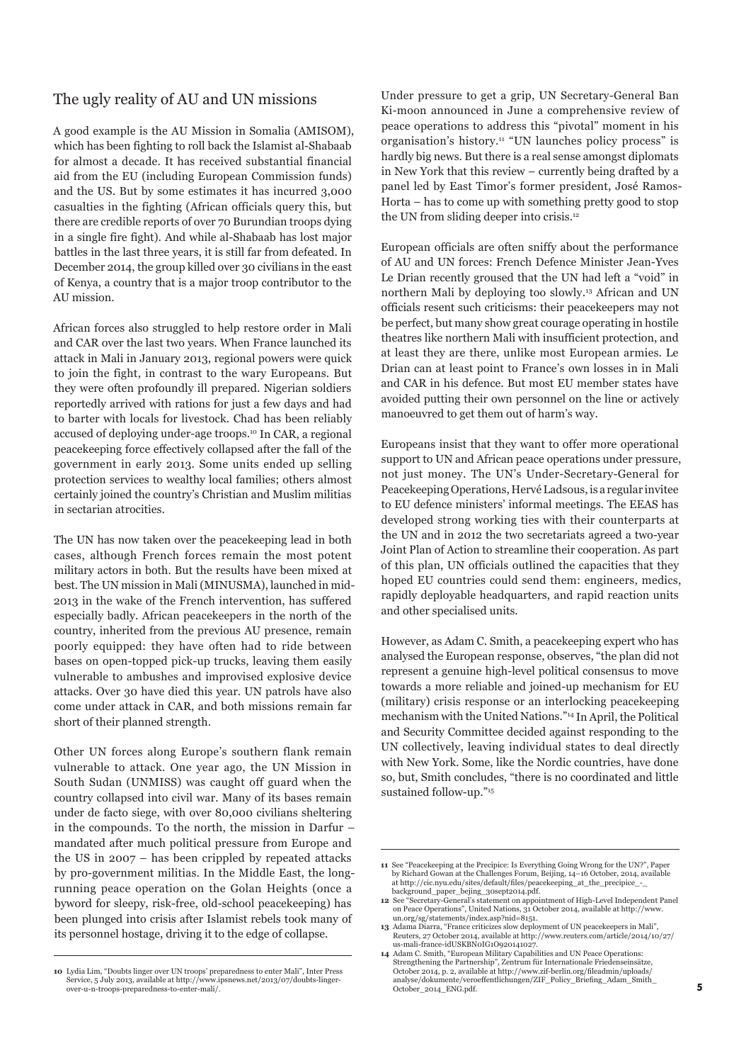## The ugly reality of AU and UN missions

A good example is the AU Mission in Somalia (AMISOM), which has been fighting to roll back the Islamist al-Shabaab for almost a decade. It has received substantial financial aid from the EU (including European Commission funds) and the US. But by some estimates it has incurred 3,000 casualties in the fighting (African officials query this, but there are credible reports of over 70 Burundian troops dying in a single fire fight). And while al-Shabaab has lost major battles in the last three years, it is still far from defeated. In December 2014, the group killed over 30 civilians in the east of Kenya, a country that is a major troop contributor to the AU mission.

African forces also struggled to help restore order in Mali and CAR over the last two years. When France launched its attack in Mali in January 2013, regional powers were quick to join the fight, in contrast to the wary Europeans. But they were often profoundly ill prepared. Nigerian soldiers reportedly arrived with rations for just a few days and had to barter with locals for livestock. Chad has been reliably accused of deploying under-age troops.[10] In CAR, a regional peacekeeping force effectively collapsed after the fall of the government in early 2013. Some units ended up selling protection services to wealthy local families; others almost certainly joined the country's Christian and Muslim militias in sectarian atrocities.

The UN has now taken over the peacekeeping lead in both cases, although French forces remain the most potent military actors in both. But the results have been mixed at best. The UN mission in Mali (MINUSMA), launched in mid-2013 in the wake of the French intervention, has suffered especially badly. African peacekeepers in the north of the country, inherited from the previous AU presence, remain poorly equipped: they have often had to ride between bases on open-topped pick-up trucks, leaving them easily vulnerable to ambushes and improvised explosive device attacks. Over 30 have died this year. UN patrols have also come under attack in CAR, and both missions remain far short of their planned strength.

Other UN forces along Europe's southern flank remain vulnerable to attack. One year ago, the UN Mission in South Sudan (UNMISS) was caught off guard when the country collapsed into civil war. Many of its bases remain under de facto siege, with over 80,000 civilians sheltering in the compounds. To the north, the mission in Darfur – mandated after much political pressure from Europe and the US in 2007 – has been crippled by repeated attacks by pro-government militias. In the Middle East, the long-running peace operation on the Golan Heights (once a byword for sleepy, risk-free, old-school peacekeeping) has been plunged into crisis after Islamist rebels took many of its personnel hostage, driving it to the edge of collapse.

Under pressure to get a grip, UN Secretary-General Ban Ki-moon announced in June a comprehensive review of peace operations to address this "pivotal" moment in his organisation's history.[11] "UN launches policy process" is hardly big news. But there is a real sense amongst diplomats in New York that this review – currently being drafted by a panel led by East Timor's former president, José Ramos-Horta – has to come up with something pretty good to stop the UN from sliding deeper into crisis.[12]

European officials are often sniffy about the performance of AU and UN forces: French Defence Minister Jean-Yves Le Drian recently groused that the UN had left a "void" in northern Mali by deploying too slowly.[13] African and UN officials resent such criticisms: their peacekeepers may not be perfect, but many show great courage operating in hostile theatres like northern Mali with insufficient protection, and at least they are there, unlike most European armies. Le Drian can at least point to France's own losses in in Mali and CAR in his defence. But most EU member states have avoided putting their own personnel on the line or actively manoeuvred to get them out of harm's way.

Europeans insist that they want to offer more operational support to UN and African peace operations under pressure, not just money. The UN's Under-Secretary-General for Peacekeeping Operations, Hervé Ladsous, is a regular invitee to EU defence ministers' informal meetings. The EEAS has developed strong working ties with their counterparts at the UN and in 2012 the two secretariats agreed a two-year Joint Plan of Action to streamline their cooperation. As part of this plan, UN officials outlined the capacities that they hoped EU countries could send them: engineers, medics, rapidly deployable headquarters, and rapid reaction units and other specialised units.

However, as Adam C. Smith, a peacekeeping expert who has analysed the European response, observes, "the plan did not represent a genuine high-level political consensus to move towards a more reliable and joined-up mechanism for EU (military) crisis response or an interlocking peacekeeping mechanism with the United Nations."[14] In April, the Political and Security Committee decided against responding to the UN collectively, leaving individual states to deal directly with New York. Some, like the Nordic countries, have done so, but, Smith concludes, "there is no coordinated and little sustained follow-up."[15]

---

10 Lydia Lim, "Doubts linger over UN troops' preparedness to enter Mali", Inter Press Service, 5 July 2013, available at http://www.ipsnews.net/2013/07/doubts-linger-over-u-n-troops-preparedness-to-enter-mali/.

11 See "Peacekeeping at the Precipice: Is Everything Going Wrong for the UN?", Paper by Richard Gowan at the Challenges Forum, Beijing, 14–16 October, 2014, available at http://cic.nyu.edu/sites/default/files/peacekeeping_at_the_precipice_-_background_paper_bejing_30sept2014.pdf.

12 See "Secretary-General's statement on appointment of High-Level Independent Panel on Peace Operations", United Nations, 31 October 2014, available at http://www.un.org/sg/statements/index.asp?nid=8151.

13 Adama Diarra, "France criticizes slow deployment of UN peacekeepers in Mali", Reuters, 27 October 2014, available at http://www.reuters.com/article/2014/10/27/us-mali-france-idUSKBN0IG1O920141027.

14 Adam C. Smith, "European Military Capabilities and UN Peace Operations: Strengthening the Partnership", Zentrum für Internationale Friedenseinsätze, October 2014, p. 2, available at http://www.zif-berlin.org/fileadmin/uploads/analyse/dokumente/veroeffentlichungen/ZIF_Policy_Briefing_Adam_Smith_October_2014_ENG.pdf.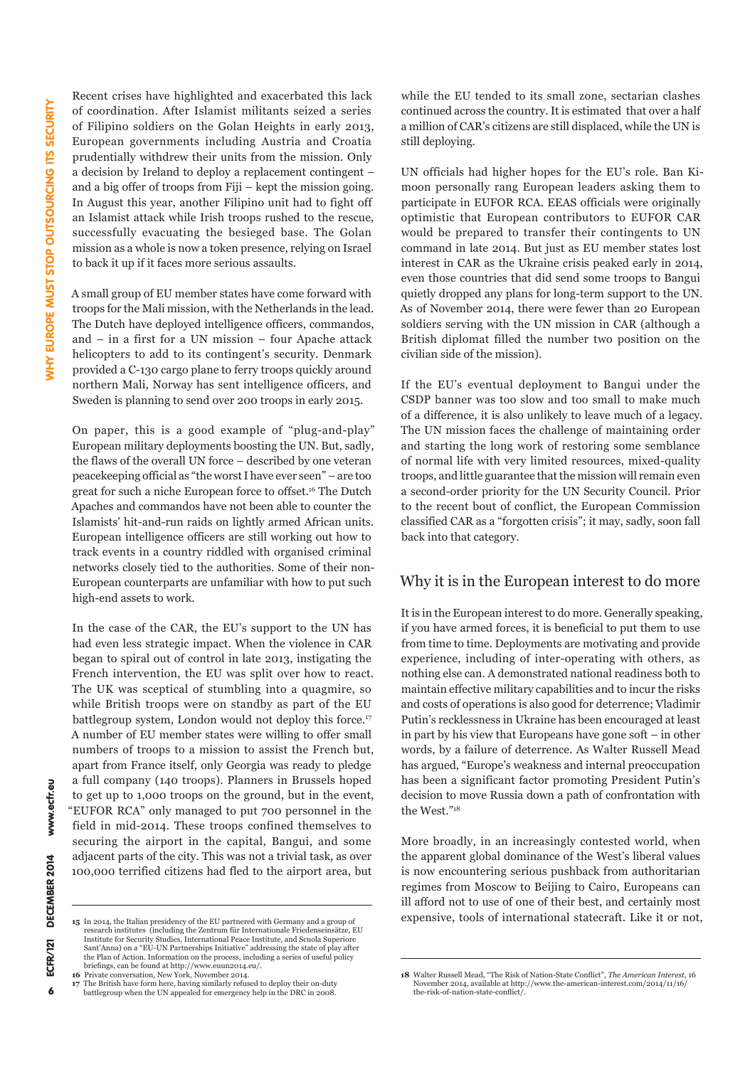Recent crises have highlighted and exacerbated this lack of coordination. After Islamist militants seized a series of Filipino soldiers on the Golan Heights in early 2013, European governments including Austria and Croatia prudentially withdrew their units from the mission. Only a decision by Ireland to deploy a replacement contingent – and a big offer of troops from Fiji – kept the mission going. In August this year, another Filipino unit had to fight off an Islamist attack while Irish troops rushed to the rescue, successfully evacuating the besieged base. The Golan mission as a whole is now a token presence, relying on Israel to back it up if it faces more serious assaults.

A small group of EU member states have come forward with troops for the Mali mission, with the Netherlands in the lead. The Dutch have deployed intelligence officers, commandos, and – in a first for a UN mission – four Apache attack helicopters to add to its contingent's security. Denmark provided a C-130 cargo plane to ferry troops quickly around northern Mali, Norway has sent intelligence officers, and Sweden is planning to send over 200 troops in early 2015.

On paper, this is a good example of "plug-and-play" European military deployments boosting the UN. But, sadly, the flaws of the overall UN force – described by one veteran peacekeeping official as "the worst I have ever seen" – are too great for such a niche European force to offset.[16] The Dutch Apaches and commandos have not been able to counter the Islamists' hit-and-run raids on lightly armed African units. European intelligence officers are still working out how to track events in a country riddled with organised criminal networks closely tied to the authorities. Some of their non-European counterparts are unfamiliar with how to put such high-end assets to work.

In the case of the CAR, the EU's support to the UN has had even less strategic impact. When the violence in CAR began to spiral out of control in late 2013, instigating the French intervention, the EU was split over how to react. The UK was sceptical of stumbling into a quagmire, so while British troops were on standby as part of the EU battlegroup system, London would not deploy this force.[17] A number of EU member states were willing to offer small numbers of troops to a mission to assist the French but, apart from France itself, only Georgia was ready to pledge a full company (140 troops). Planners in Brussels hoped to get up to 1,000 troops on the ground, but in the event, "EUFOR RCA" only managed to put 700 personnel in the field in mid-2014. These troops confined themselves to securing the airport in the capital, Bangui, and some adjacent parts of the city. This was not a trivial task, as over 100,000 terrified citizens had fled to the airport area, but while the EU tended to its small zone, sectarian clashes continued across the country. It is estimated that over a half a million of CAR's citizens are still displaced, while the UN is still deploying.

UN officials had higher hopes for the EU's role. Ban Ki-moon personally rang European leaders asking them to participate in EUFOR RCA. EEAS officials were originally optimistic that European contributors to EUFOR CAR would be prepared to transfer their contingents to UN command in late 2014. But just as EU member states lost interest in CAR as the Ukraine crisis peaked early in 2014, even those countries that did send some troops to Bangui quietly dropped any plans for long-term support to the UN. As of November 2014, there were fewer than 20 European soldiers serving with the UN mission in CAR (although a British diplomat filled the number two position on the civilian side of the mission).

If the EU's eventual deployment to Bangui under the CSDP banner was too slow and too small to make much of a difference, it is also unlikely to leave much of a legacy. The UN mission faces the challenge of maintaining order and starting the long work of restoring some semblance of normal life with very limited resources, mixed-quality troops, and little guarantee that the mission will remain even a second-order priority for the UN Security Council. Prior to the recent bout of conflict, the European Commission classified CAR as a "forgotten crisis"; it may, sadly, soon fall back into that category.

## Why it is in the European interest to do more

It is in the European interest to do more. Generally speaking, if you have armed forces, it is beneficial to put them to use from time to time. Deployments are motivating and provide experience, including of inter-operating with others, as nothing else can. A demonstrated national readiness both to maintain effective military capabilities and to incur the risks and costs of operations is also good for deterrence; Vladimir Putin's recklessness in Ukraine has been encouraged at least in part by his view that Europeans have gone soft – in other words, by a failure of deterrence. As Walter Russell Mead has argued, "Europe's weakness and internal preoccupation has been a significant factor promoting President Putin's decision to move Russia down a path of confrontation with the West."[18]

More broadly, in an increasingly contested world, when the apparent global dominance of the West's liberal values is now encountering serious pushback from authoritarian regimes from Moscow to Beijing to Cairo, Europeans can ill afford not to use of one of their best, and certainly most expensive, tools of international statecraft. Like it or not,

---

15 In 2014, the Italian presidency of the EU partnered with Germany and a group of research institutes (including the Zentrum für Internationale Friedenseinsätze, EU Institute for Security Studies, International Peace Institute, and Scuola Superiore Sant'Anna) on a "EU-UN Partnerships Initiative" addressing the state of play after the Plan of Action. Information on the process, including a series of useful policy briefings, can be found at http://www.euun2014.eu/.

16 Private conversation, New York, November 2014.

17 The British have form here, having similarly refused to deploy their on-duty battlegroup when the UN appealed for emergency help in the DRC in 2008.

18 Walter Russell Mead, "The Risk of Nation-State Conflict", *The American Interest*, 16 November 2014, available at http://www.the-american-interest.com/2014/11/16/the-risk-of-nation-state-conflict/.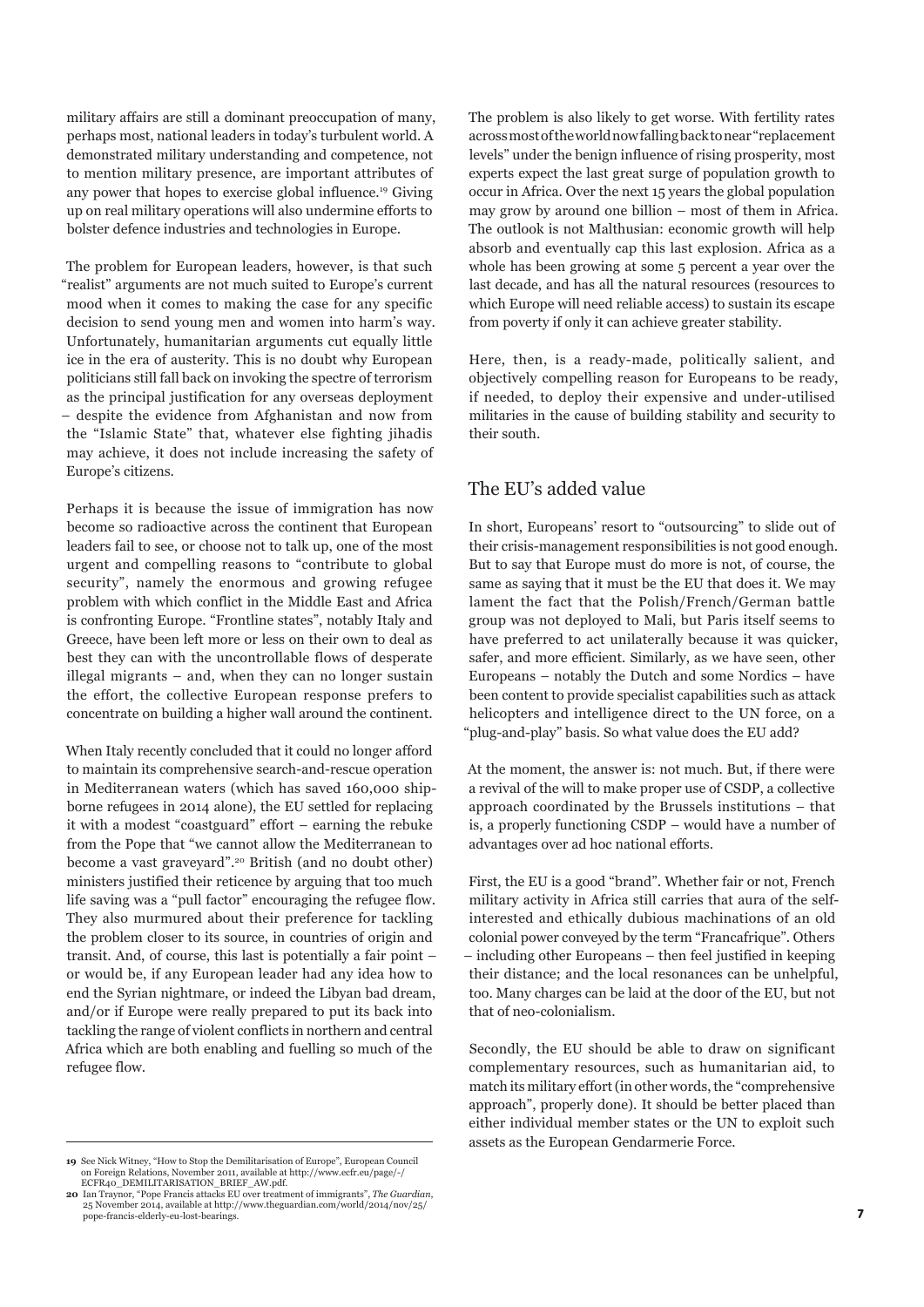military affairs are still a dominant preoccupation of many, perhaps most, national leaders in today's turbulent world. A demonstrated military understanding and competence, not to mention military presence, are important attributes of any power that hopes to exercise global influence.[19] Giving up on real military operations will also undermine efforts to bolster defence industries and technologies in Europe.

The problem for European leaders, however, is that such "realist" arguments are not much suited to Europe's current mood when it comes to making the case for any specific decision to send young men and women into harm's way. Unfortunately, humanitarian arguments cut equally little ice in the era of austerity. This is no doubt why European politicians still fall back on invoking the spectre of terrorism as the principal justification for any overseas deployment – despite the evidence from Afghanistan and now from the "Islamic State" that, whatever else fighting jihadis may achieve, it does not include increasing the safety of Europe's citizens.

Perhaps it is because the issue of immigration has now become so radioactive across the continent that European leaders fail to see, or choose not to talk up, one of the most urgent and compelling reasons to "contribute to global security", namely the enormous and growing refugee problem with which conflict in the Middle East and Africa is confronting Europe. "Frontline states", notably Italy and Greece, have been left more or less on their own to deal as best they can with the uncontrollable flows of desperate illegal migrants – and, when they can no longer sustain the effort, the collective European response prefers to concentrate on building a higher wall around the continent.

When Italy recently concluded that it could no longer afford to maintain its comprehensive search-and-rescue operation in Mediterranean waters (which has saved 160,000 ship-borne refugees in 2014 alone), the EU settled for replacing it with a modest "coastguard" effort – earning the rebuke from the Pope that "we cannot allow the Mediterranean to become a vast graveyard".[20] British (and no doubt other) ministers justified their reticence by arguing that too much life saving was a "pull factor" encouraging the refugee flow. They also murmured about their preference for tackling the problem closer to its source, in countries of origin and transit. And, of course, this last is potentially a fair point – or would be, if any European leader had any idea how to end the Syrian nightmare, or indeed the Libyan bad dream, and/or if Europe were really prepared to put its back into tackling the range of violent conflicts in northern and central Africa which are both enabling and fuelling so much of the refugee flow.

The problem is also likely to get worse. With fertility rates across most of the world now falling back to near "replacement levels" under the benign influence of rising prosperity, most experts expect the last great surge of population growth to occur in Africa. Over the next 15 years the global population may grow by around one billion – most of them in Africa. The outlook is not Malthusian: economic growth will help absorb and eventually cap this last explosion. Africa as a whole has been growing at some 5 percent a year over the last decade, and has all the natural resources (resources to which Europe will need reliable access) to sustain its escape from poverty if only it can achieve greater stability.

Here, then, is a ready-made, politically salient, and objectively compelling reason for Europeans to be ready, if needed, to deploy their expensive and under-utilised militaries in the cause of building stability and security to their south.

## The EU's added value

In short, Europeans' resort to "outsourcing" to slide out of their crisis-management responsibilities is not good enough. But to say that Europe must do more is not, of course, the same as saying that it must be the EU that does it. We may lament the fact that the Polish/French/German battle group was not deployed to Mali, but Paris itself seems to have preferred to act unilaterally because it was quicker, safer, and more efficient. Similarly, as we have seen, other Europeans – notably the Dutch and some Nordics – have been content to provide specialist capabilities such as attack helicopters and intelligence direct to the UN force, on a "plug-and-play" basis. So what value does the EU add?

At the moment, the answer is: not much. But, if there were a revival of the will to make proper use of CSDP, a collective approach coordinated by the Brussels institutions – that is, a properly functioning CSDP – would have a number of advantages over ad hoc national efforts.

First, the EU is a good "brand". Whether fair or not, French military activity in Africa still carries that aura of the self-interested and ethically dubious machinations of an old colonial power conveyed by the term "Francafrique". Others – including other Europeans – then feel justified in keeping their distance; and the local resonances can be unhelpful, too. Many charges can be laid at the door of the EU, but not that of neo-colonialism.

Secondly, the EU should be able to draw on significant complementary resources, such as humanitarian aid, to match its military effort (in other words, the "comprehensive approach", properly done). It should be better placed than either individual member states or the UN to exploit such assets as the European Gendarmerie Force.

---

19 See Nick Witney, "How to Stop the Demilitarisation of Europe", European Council on Foreign Relations, November 2011, available at http://www.ecfr.eu/page/-/ECFR40_DEMILITARISATION_BRIEF_AW.pdf.

20 Ian Traynor, "Pope Francis attacks EU over treatment of immigrants", *The Guardian*, 25 November 2014, available at http://www.theguardian.com/world/2014/nov/25/pope-francis-elderly-eu-lost-bearings.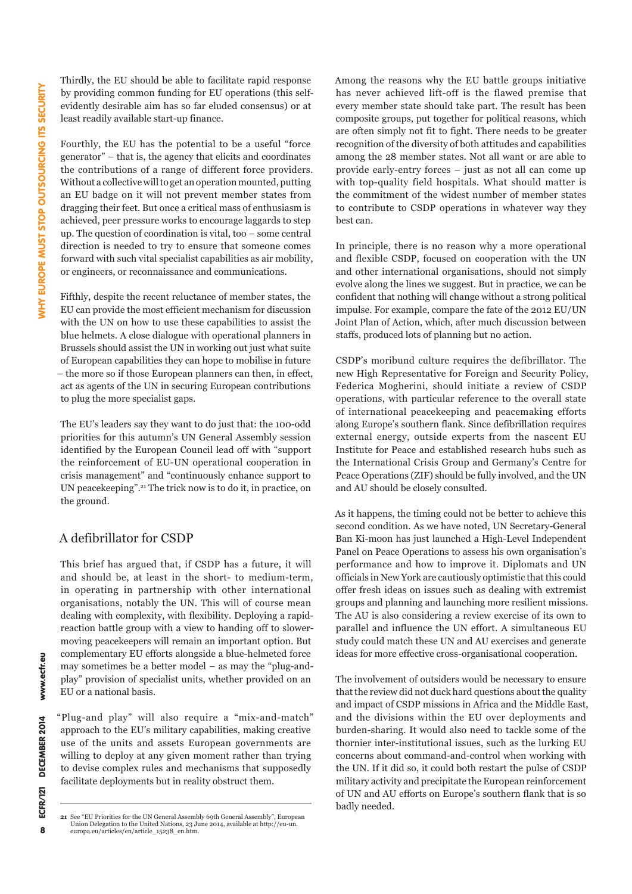Thirdly, the EU should be able to facilitate rapid response by providing common funding for EU operations (this self-evidently desirable aim has so far eluded consensus) or at least readily available start-up finance.

Fourthly, the EU has the potential to be a useful "force generator" – that is, the agency that elicits and coordinates the contributions of a range of different force providers. Without a collective will to get an operation mounted, putting an EU badge on it will not prevent member states from dragging their feet. But once a critical mass of enthusiasm is achieved, peer pressure works to encourage laggards to step up. The question of coordination is vital, too – some central direction is needed to try to ensure that someone comes forward with such vital specialist capabilities as air mobility, or engineers, or reconnaissance and communications.

Fifthly, despite the recent reluctance of member states, the EU can provide the most efficient mechanism for discussion with the UN on how to use these capabilities to assist the blue helmets. A close dialogue with operational planners in Brussels should assist the UN in working out just what suite of European capabilities they can hope to mobilise in future – the more so if those European planners can then, in effect, act as agents of the UN in securing European contributions to plug the more specialist gaps.

The EU's leaders say they want to do just that: the 100-odd priorities for this autumn's UN General Assembly session identified by the European Council lead off with "support the reinforcement of EU-UN operational cooperation in crisis management" and "continuously enhance support to UN peacekeeping".[21] The trick now is to do it, in practice, on the ground.

## A defibrillator for CSDP

This brief has argued that, if CSDP has a future, it will and should be, at least in the short- to medium-term, in operating in partnership with other international organisations, notably the UN. This will of course mean dealing with complexity, with flexibility. Deploying a rapid-reaction battle group with a view to handing off to slower-moving peacekeepers will remain an important option. But complementary EU efforts alongside a blue-helmeted force may sometimes be a better model – as may the "plug-and-play" provision of specialist units, whether provided on an EU or a national basis.

"Plug-and play" will also require a "mix-and-match" approach to the EU's military capabilities, making creative use of the units and assets European governments are willing to deploy at any given moment rather than trying to devise complex rules and mechanisms that supposedly facilitate deployments but in reality obstruct them.

Among the reasons why the EU battle groups initiative has never achieved lift-off is the flawed premise that every member state should take part. The result has been composite groups, put together for political reasons, which are often simply not fit to fight. There needs to be greater recognition of the diversity of both attitudes and capabilities among the 28 member states. Not all want or are able to provide early-entry forces – just as not all can come up with top-quality field hospitals. What should matter is the commitment of the widest number of member states to contribute to CSDP operations in whatever way they best can.

In principle, there is no reason why a more operational and flexible CSDP, focused on cooperation with the UN and other international organisations, should not simply evolve along the lines we suggest. But in practice, we can be confident that nothing will change without a strong political impulse. For example, compare the fate of the 2012 EU/UN Joint Plan of Action, which, after much discussion between staffs, produced lots of planning but no action.

CSDP's moribund culture requires the defibrillator. The new High Representative for Foreign and Security Policy, Federica Mogherini, should initiate a review of CSDP operations, with particular reference to the overall state of international peacekeeping and peacemaking efforts along Europe's southern flank. Since defibrillation requires external energy, outside experts from the nascent EU Institute for Peace and established research hubs such as the International Crisis Group and Germany's Centre for Peace Operations (ZIF) should be fully involved, and the UN and AU should be closely consulted.

As it happens, the timing could not be better to achieve this second condition. As we have noted, UN Secretary-General Ban Ki-moon has just launched a High-Level Independent Panel on Peace Operations to assess his own organisation's performance and how to improve it. Diplomats and UN officials in New York are cautiously optimistic that this could offer fresh ideas on issues such as dealing with extremist groups and planning and launching more resilient missions. The AU is also considering a review exercise of its own to parallel and influence the UN effort. A simultaneous EU study could match these UN and AU exercises and generate ideas for more effective cross-organisational cooperation.

The involvement of outsiders would be necessary to ensure that the review did not duck hard questions about the quality and impact of CSDP missions in Africa and the Middle East, and the divisions within the EU over deployments and burden-sharing. It would also need to tackle some of the thornier inter-institutional issues, such as the lurking EU concerns about command-and-control when working with the UN. If it did so, it could both restart the pulse of CSDP military activity and precipitate the European reinforcement of UN and AU efforts on Europe's southern flank that is so badly needed.

---

21 See "EU Priorities for the UN General Assembly 69th General Assembly", European Union Delegation to the United Nations, 23 June 2014, available at http://eu-un.europa.eu/articles/en/article_15238_en.htm.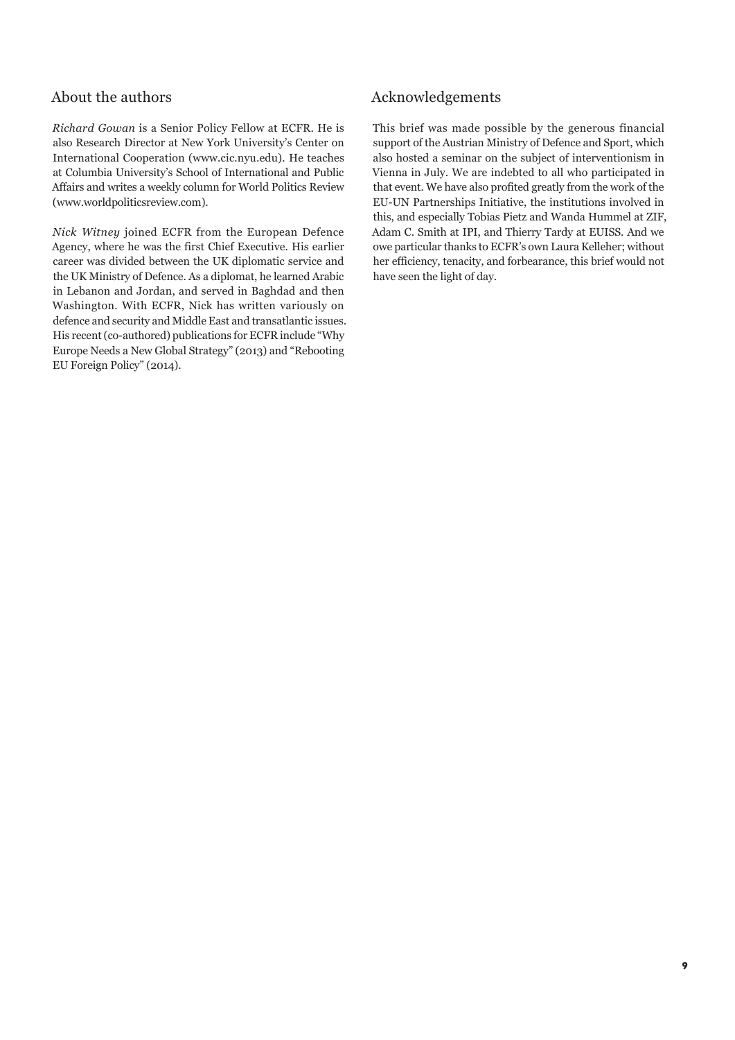## About the authors

*Richard Gowan* is a Senior Policy Fellow at ECFR. He is also Research Director at New York University's Center on International Cooperation (www.cic.nyu.edu). He teaches at Columbia University's School of International and Public Affairs and writes a weekly column for World Politics Review (www.worldpoliticsreview.com).

*Nick Witney* joined ECFR from the European Defence Agency, where he was the first Chief Executive. His earlier career was divided between the UK diplomatic service and the UK Ministry of Defence. As a diplomat, he learned Arabic in Lebanon and Jordan, and served in Baghdad and then Washington. With ECFR, Nick has written variously on defence and security and Middle East and transatlantic issues. His recent (co-authored) publications for ECFR include "Why Europe Needs a New Global Strategy" (2013) and "Rebooting EU Foreign Policy" (2014).

## Acknowledgements

This brief was made possible by the generous financial support of the Austrian Ministry of Defence and Sport, which also hosted a seminar on the subject of interventionism in Vienna in July. We are indebted to all who participated in that event. We have also profited greatly from the work of the EU-UN Partnerships Initiative, the institutions involved in this, and especially Tobias Pietz and Wanda Hummel at ZIF, Adam C. Smith at IPI, and Thierry Tardy at EUISS. And we owe particular thanks to ECFR's own Laura Kelleher; without her efficiency, tenacity, and forbearance, this brief would not have seen the light of day.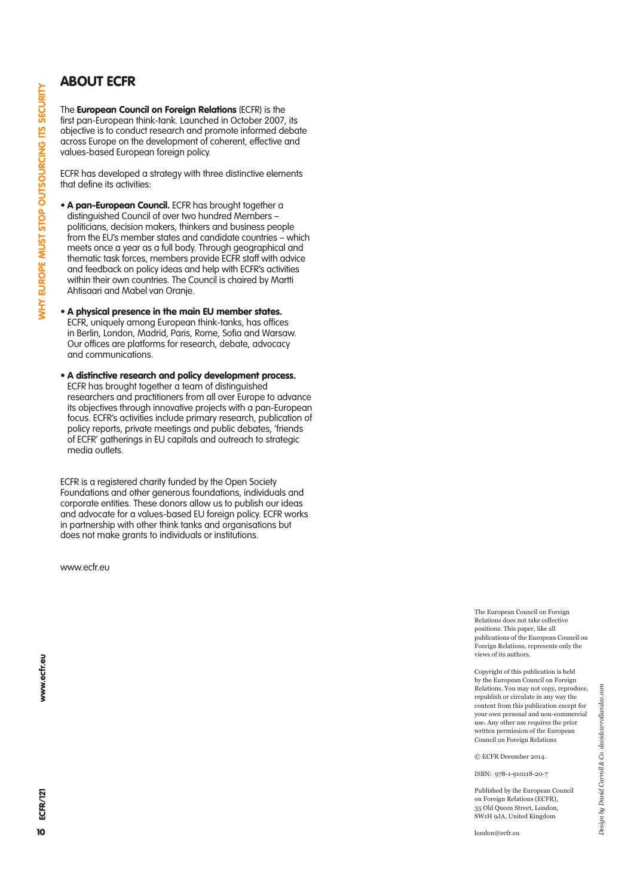# ABOUT ECFR

The **European Council on Foreign Relations** (ECFR) is the first pan-European think-tank. Launched in October 2007, its objective is to conduct research and promote informed debate across Europe on the development of coherent, effective and values-based European foreign policy.

ECFR has developed a strategy with three distinctive elements that define its activities:

- **A pan-European Council.** ECFR has brought together a distinguished Council of over two hundred Members – politicians, decision makers, thinkers and business people from the EU's member states and candidate countries – which meets once a year as a full body. Through geographical and thematic task forces, members provide ECFR staff with advice and feedback on policy ideas and help with ECFR's activities within their own countries. The Council is chaired by Martti Ahtisaari and Mabel van Oranje.
- **A physical presence in the main EU member states.** ECFR, uniquely among European think-tanks, has offices in Berlin, London, Madrid, Paris, Rome, Sofia and Warsaw. Our offices are platforms for research, debate, advocacy and communications.
- **A distinctive research and policy development process.** ECFR has brought together a team of distinguished researchers and practitioners from all over Europe to advance its objectives through innovative projects with a pan-European focus. ECFR's activities include primary research, publication of policy reports, private meetings and public debates, 'friends of ECFR' gatherings in EU capitals and outreach to strategic media outlets.

ECFR is a registered charity funded by the Open Society Foundations and other generous foundations, individuals and corporate entities. These donors allow us to publish our ideas and advocate for a values-based EU foreign policy. ECFR works in partnership with other think tanks and organisations but does not make grants to individuals or institutions.

www.ecfr.eu

The European Council on Foreign Relations does not take collective positions. This paper, like all publications of the European Council on Foreign Relations, represents only the views of its authors.

Copyright of this publication is held by the European Council on Foreign Relations. You may not copy, reproduce, republish or circulate in any way the content from this publication except for your own personal and non-commercial use. Any other use requires the prior written permission of the European Council on Foreign Relations

© ECFR December 2014.

ISBN: 978-1-910118-20-7

Published by the European Council on Foreign Relations (ECFR), 35 Old Queen Street, London, SW1H 9JA, United Kingdom

london@ecfr.eu

*Design by David Carroll & Co davidcarrolland co.com*